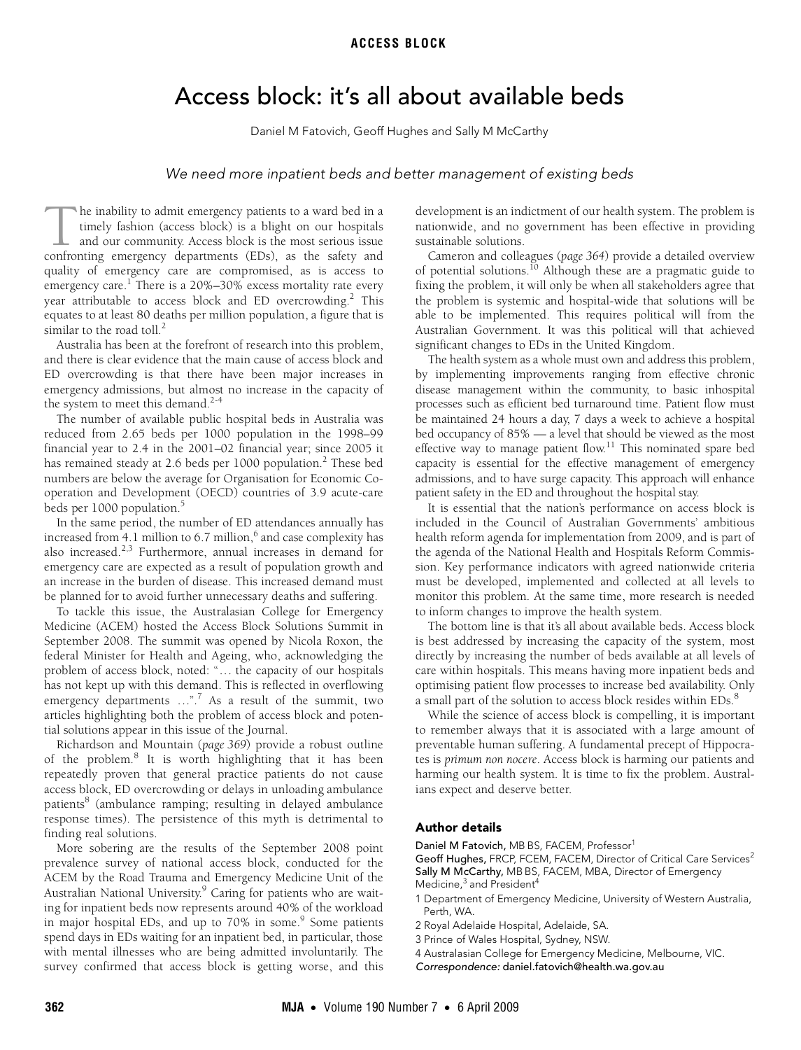# Access block: it's all about available beds

Daniel M Fatovich, Geoff Hughes and Sally M McCarthy

*We need more inpatient beds and better management of existing beds*

The inability to admit emergency patients to a ward bed in a timely fashion (access block) is a blight on our hospitals and our community. Access block is the most serious issue confronting emergency departments (EDs), as the safety and quality of emergency care are compromised, as is access to emergency care.[1] There is a 20%–30% excess mortality rate every year attributable to access block and ED overcrowding.[2] This equates to at least 80 deaths per million population, a figure that is similar to the road toll.[2]

Australia has been at the forefront of research into this problem, and there is clear evidence that the main cause of access block and ED overcrowding is that there have been major increases in emergency admissions, but almost no increase in the capacity of the system to meet this demand.[2-4]

The number of available public hospital beds in Australia was reduced from 2.65 beds per 1000 population in the 1998–99 financial year to 2.4 in the 2001–02 financial year; since 2005 it has remained steady at 2.6 beds per 1000 population.[2] These bed numbers are below the average for Organisation for Economic Co-operation and Development (OECD) countries of 3.9 acute-care beds per 1000 population.[5]

In the same period, the number of ED attendances annually has increased from 4.1 million to 6.7 million,[6] and case complexity has also increased.[2,3] Furthermore, annual increases in demand for emergency care are expected as a result of population growth and an increase in the burden of disease. This increased demand must be planned for to avoid further unnecessary deaths and suffering.

To tackle this issue, the Australasian College for Emergency Medicine (ACEM) hosted the Access Block Solutions Summit in September 2008. The summit was opened by Nicola Roxon, the federal Minister for Health and Ageing, who, acknowledging the problem of access block, noted: "… the capacity of our hospitals has not kept up with this demand. This is reflected in overflowing emergency departments …".[7] As a result of the summit, two articles highlighting both the problem of access block and potential solutions appear in this issue of the Journal.

Richardson and Mountain (*page 369*) provide a robust outline of the problem.[8] It is worth highlighting that it has been repeatedly proven that general practice patients do not cause access block, ED overcrowding or delays in unloading ambulance patients[8] (ambulance ramping; resulting in delayed ambulance response times). The persistence of this myth is detrimental to finding real solutions.

More sobering are the results of the September 2008 point prevalence survey of national access block, conducted for the ACEM by the Road Trauma and Emergency Medicine Unit of the Australian National University.[9] Caring for patients who are waiting for inpatient beds now represents around 40% of the workload in major hospital EDs, and up to 70% in some.[9] Some patients spend days in EDs waiting for an inpatient bed, in particular, those with mental illnesses who are being admitted involuntarily. The survey confirmed that access block is getting worse, and this development is an indictment of our health system. The problem is nationwide, and no government has been effective in providing sustainable solutions.

Cameron and colleagues (*page 364*) provide a detailed overview of potential solutions.[10] Although these are a pragmatic guide to fixing the problem, it will only be when all stakeholders agree that the problem is systemic and hospital-wide that solutions will be able to be implemented. This requires political will from the Australian Government. It was this political will that achieved significant changes to EDs in the United Kingdom.

The health system as a whole must own and address this problem, by implementing improvements ranging from effective chronic disease management within the community, to basic inhospital processes such as efficient bed turnaround time. Patient flow must be maintained 24 hours a day, 7 days a week to achieve a hospital bed occupancy of 85% — a level that should be viewed as the most effective way to manage patient flow.[11] This nominated spare bed capacity is essential for the effective management of emergency admissions, and to have surge capacity. This approach will enhance patient safety in the ED and throughout the hospital stay.

It is essential that the nation's performance on access block is included in the Council of Australian Governments' ambitious health reform agenda for implementation from 2009, and is part of the agenda of the National Health and Hospitals Reform Commission. Key performance indicators with agreed nationwide criteria must be developed, implemented and collected at all levels to monitor this problem. At the same time, more research is needed to inform changes to improve the health system.

The bottom line is that it's all about available beds. Access block is best addressed by increasing the capacity of the system, most directly by increasing the number of beds available at all levels of care within hospitals. This means having more inpatient beds and optimising patient flow processes to increase bed availability. Only a small part of the solution to access block resides within EDs.[8]

While the science of access block is compelling, it is important to remember always that it is associated with a large amount of preventable human suffering. A fundamental precept of Hippocrates is *primum non nocere*. Access block is harming our patients and harming our health system. It is time to fix the problem. Australians expect and deserve better.

## Author details

**Daniel M Fatovich,** MB BS, FACEM, Professor[1]
**Geoff Hughes,** FRCP, FCEM, FACEM, Director of Critical Care Services[2]
**Sally M McCarthy,** MB BS, FACEM, MBA, Director of Emergency Medicine,[3] and President[4]

1 Department of Emergency Medicine, University of Western Australia, Perth, WA.
2 Royal Adelaide Hospital, Adelaide, SA.
3 Prince of Wales Hospital, Sydney, NSW.
4 Australasian College for Emergency Medicine, Melbourne, VIC.
*Correspondence:* daniel.fatovich@health.wa.gov.au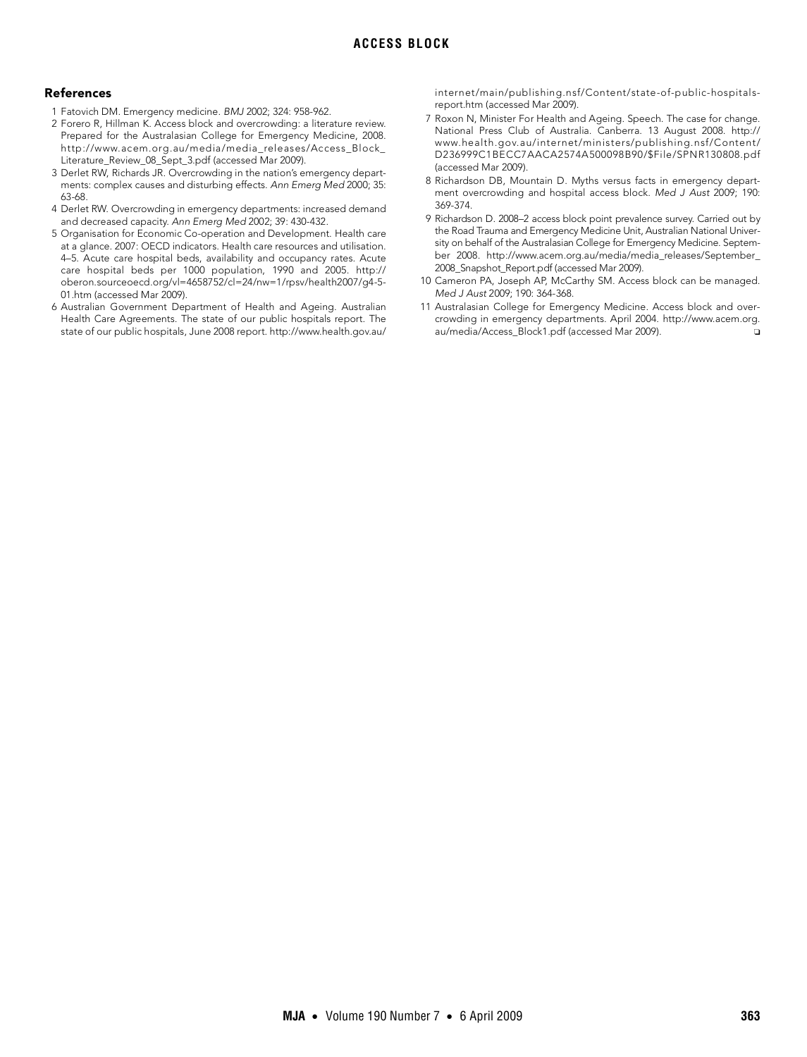## References

1. Fatovich DM. Emergency medicine. *BMJ* 2002; 324: 958-962.
2. Forero R, Hillman K. Access block and overcrowding: a literature review. Prepared for the Australasian College for Emergency Medicine, 2008. http://www.acem.org.au/media/media_releases/Access_Block_Literature_Review_08_Sept_3.pdf (accessed Mar 2009).
3. Derlet RW, Richards JR. Overcrowding in the nation's emergency departments: complex causes and disturbing effects. *Ann Emerg Med* 2000; 35: 63-68.
4. Derlet RW. Overcrowding in emergency departments: increased demand and decreased capacity. *Ann Emerg Med* 2002; 39: 430-432.
5. Organisation for Economic Co-operation and Development. Health care at a glance. 2007: OECD indicators. Health care resources and utilisation. 4–5. Acute care hospital beds, availability and occupancy rates. Acute care hospital beds per 1000 population, 1990 and 2005. http://oberon.sourceoecd.org/vl=4658752/cl=24/nw=1/rpsv/health2007/g4-5-01.htm (accessed Mar 2009).
6. Australian Government Department of Health and Ageing. Australian Health Care Agreements. The state of our public hospitals report. The state of our public hospitals, June 2008 report. http://www.health.gov.au/internet/main/publishing.nsf/Content/state-of-public-hospitals-report.htm (accessed Mar 2009).
7. Roxon N, Minister For Health and Ageing. Speech. The case for change. National Press Club of Australia. Canberra. 13 August 2008. http://www.health.gov.au/internet/ministers/publishing.nsf/Content/D236999C1BECC7AACA2574A500098B90/$File/SPNR130808.pdf (accessed Mar 2009).
8. Richardson DB, Mountain D. Myths versus facts in emergency department overcrowding and hospital access block. *Med J Aust* 2009; 190: 369-374.
9. Richardson D. 2008–2 access block point prevalence survey. Carried out by the Road Trauma and Emergency Medicine Unit, Australian National University on behalf of the Australasian College for Emergency Medicine. September 2008. http://www.acem.org.au/media/media_releases/September_2008_Snapshot_Report.pdf (accessed Mar 2009).
10. Cameron PA, Joseph AP, McCarthy SM. Access block can be managed. *Med J Aust* 2009; 190: 364-368.
11. Australasian College for Emergency Medicine. Access block and overcrowding in emergency departments. April 2004. http://www.acem.org.au/media/Access_Block1.pdf (accessed Mar 2009).